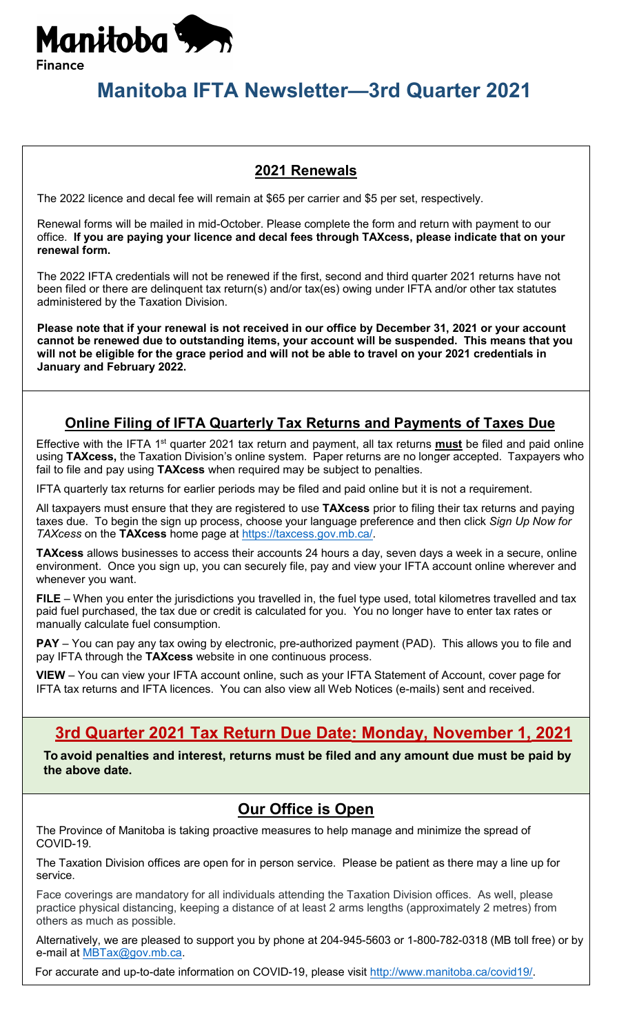Manitoba
Finance

# Manitoba IFTA Newsletter—3rd Quarter 2021

## 2021 Renewals

The 2022 licence and decal fee will remain at $65 per carrier and $5 per set, respectively.

Renewal forms will be mailed in mid-October. Please complete the form and return with payment to our office. **If you are paying your licence and decal fees through TAXcess, please indicate that on your renewal form.**

The 2022 IFTA credentials will not be renewed if the first, second and third quarter 2021 returns have not been filed or there are delinquent tax return(s) and/or tax(es) owing under IFTA and/or other tax statutes administered by the Taxation Division.

**Please note that if your renewal is not received in our office by December 31, 2021 or your account cannot be renewed due to outstanding items, your account will be suspended. This means that you will not be eligible for the grace period and will not be able to travel on your 2021 credentials in January and February 2022.**

## Online Filing of IFTA Quarterly Tax Returns and Payments of Taxes Due

Effective with the IFTA 1st quarter 2021 tax return and payment, all tax returns **must** be filed and paid online using **TAXcess,** the Taxation Division's online system. Paper returns are no longer accepted. Taxpayers who fail to file and pay using **TAXcess** when required may be subject to penalties.

IFTA quarterly tax returns for earlier periods may be filed and paid online but it is not a requirement.

All taxpayers must ensure that they are registered to use **TAXcess** prior to filing their tax returns and paying taxes due. To begin the sign up process, choose your language preference and then click *Sign Up Now for TAXcess* on the **TAXcess** home page at https://taxcess.gov.mb.ca/.

**TAXcess** allows businesses to access their accounts 24 hours a day, seven days a week in a secure, online environment. Once you sign up, you can securely file, pay and view your IFTA account online wherever and whenever you want.

**FILE** – When you enter the jurisdictions you travelled in, the fuel type used, total kilometres travelled and tax paid fuel purchased, the tax due or credit is calculated for you. You no longer have to enter tax rates or manually calculate fuel consumption.

**PAY** – You can pay any tax owing by electronic, pre-authorized payment (PAD). This allows you to file and pay IFTA through the **TAXcess** website in one continuous process.

**VIEW** – You can view your IFTA account online, such as your IFTA Statement of Account, cover page for IFTA tax returns and IFTA licences. You can also view all Web Notices (e-mails) sent and received.

## 3rd Quarter 2021 Tax Return Due Date: Monday, November 1, 2021

**To avoid penalties and interest, returns must be filed and any amount due must be paid by the above date.**

## Our Office is Open

The Province of Manitoba is taking proactive measures to help manage and minimize the spread of COVID-19.

The Taxation Division offices are open for in person service. Please be patient as there may a line up for service.

Face coverings are mandatory for all individuals attending the Taxation Division offices. As well, please practice physical distancing, keeping a distance of at least 2 arms lengths (approximately 2 metres) from others as much as possible.

Alternatively, we are pleased to support you by phone at 204-945-5603 or 1-800-782-0318 (MB toll free) or by e-mail at MBTax@gov.mb.ca.

For accurate and up-to-date information on COVID-19, please visit http://www.manitoba.ca/covid19/.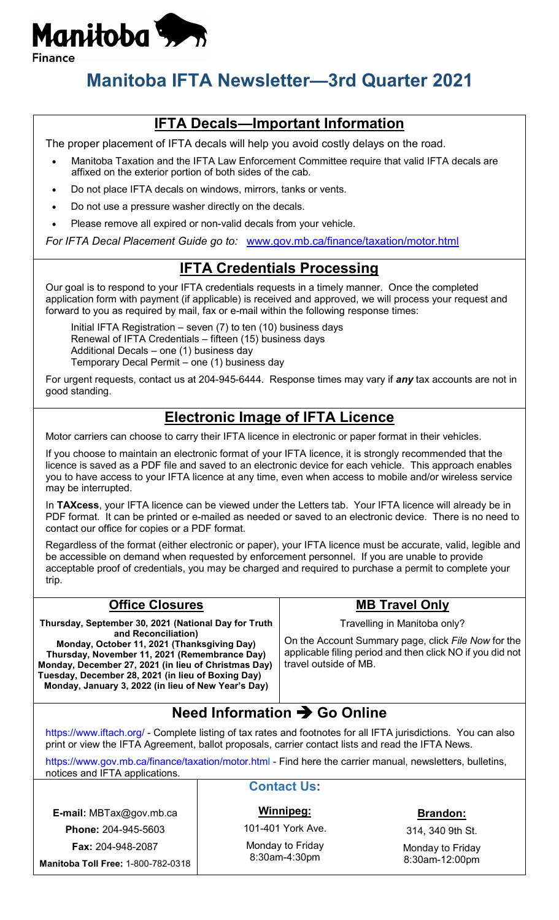Manitoba Finance

# Manitoba IFTA Newsletter—3rd Quarter 2021

## IFTA Decals—Important Information

The proper placement of IFTA decals will help you avoid costly delays on the road.

- Manitoba Taxation and the IFTA Law Enforcement Committee require that valid IFTA decals are affixed on the exterior portion of both sides of the cab.
- Do not place IFTA decals on windows, mirrors, tanks or vents.
- Do not use a pressure washer directly on the decals.
- Please remove all expired or non-valid decals from your vehicle.

*For IFTA Decal Placement Guide go to:* www.gov.mb.ca/finance/taxation/motor.html

## IFTA Credentials Processing

Our goal is to respond to your IFTA credentials requests in a timely manner. Once the completed application form with payment (if applicable) is received and approved, we will process your request and forward to you as required by mail, fax or e-mail within the following response times:

Initial IFTA Registration – seven (7) to ten (10) business days
Renewal of IFTA Credentials – fifteen (15) business days
Additional Decals – one (1) business day
Temporary Decal Permit – one (1) business day

For urgent requests, contact us at 204-945-6444. Response times may vary if ***any*** tax accounts are not in good standing.

## Electronic Image of IFTA Licence

Motor carriers can choose to carry their IFTA licence in electronic or paper format in their vehicles.

If you choose to maintain an electronic format of your IFTA licence, it is strongly recommended that the licence is saved as a PDF file and saved to an electronic device for each vehicle. This approach enables you to have access to your IFTA licence at any time, even when access to mobile and/or wireless service may be interrupted.

In **TAXcess**, your IFTA licence can be viewed under the Letters tab. Your IFTA licence will already be in PDF format. It can be printed or e-mailed as needed or saved to an electronic device. There is no need to contact our office for copies or a PDF format.

Regardless of the format (either electronic or paper), your IFTA licence must be accurate, valid, legible and be accessible on demand when requested by enforcement personnel. If you are unable to provide acceptable proof of credentials, you may be charged and required to purchase a permit to complete your trip.

### Office Closures

**Thursday, September 30, 2021 (National Day for Truth and Reconciliation)**
**Monday, October 11, 2021 (Thanksgiving Day)**
**Thursday, November 11, 2021 (Remembrance Day)**
**Monday, December 27, 2021 (in lieu of Christmas Day)**
**Tuesday, December 28, 2021 (in lieu of Boxing Day)**
**Monday, January 3, 2022 (in lieu of New Year's Day)**

### MB Travel Only

Travelling in Manitoba only?

On the Account Summary page, click *File Now* for the applicable filing period and then click NO if you did not travel outside of MB.

## Need Information ➔ Go Online

https://www.iftach.org/ - Complete listing of tax rates and footnotes for all IFTA jurisdictions. You can also print or view the IFTA Agreement, ballot proposals, carrier contact lists and read the IFTA News.

https://www.gov.mb.ca/finance/taxation/motor.html - Find here the carrier manual, newsletters, bulletins, notices and IFTA applications.

### Contact Us:

**E-mail:** MBTax@gov.mb.ca
**Phone:** 204-945-5603
**Fax:** 204-948-2087
**Manitoba Toll Free:** 1-800-782-0318

**Winnipeg:**
101-401 York Ave.
Monday to Friday
8:30am-4:30pm

**Brandon:**
314, 340 9th St.
Monday to Friday
8:30am-12:00pm